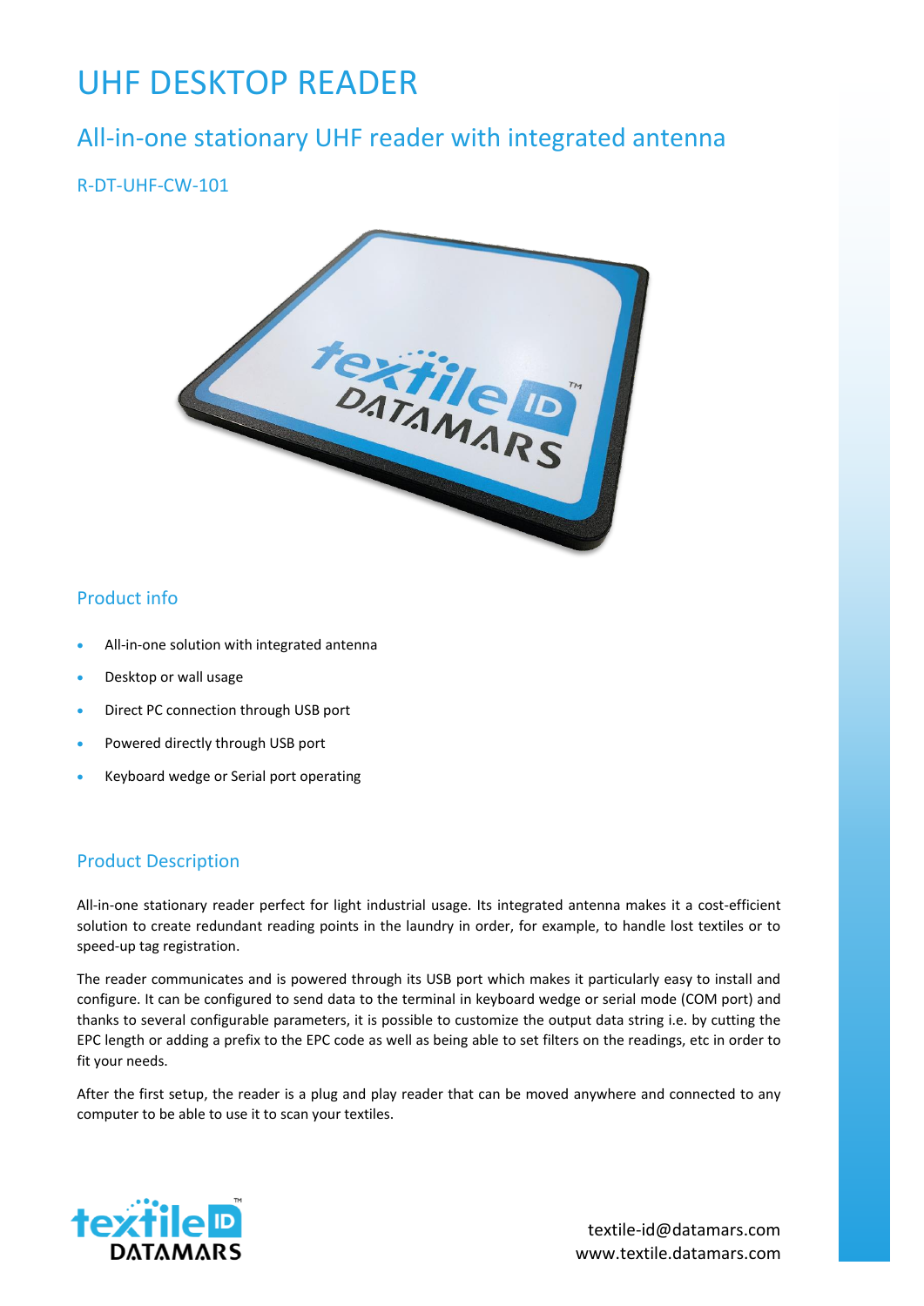# UHF DESKTOP READER

## All-in-one stationary UHF reader with integrated antenna

### R-DT-UHF-CW-101

### Product info

- All-in-one solution with integrated antenna
- Desktop or wall usage
- Direct PC connection through USB port
- Powered directly through USB port
- Keyboard wedge or Serial port operating

### Product Description

All-in-one stationary reader perfect for light industrial usage. Its integrated antenna makes it a cost-efficient solution to create redundant reading points in the laundry in order, for example, to handle lost textiles or to speed-up tag registration.

The reader communicates and is powered through its USB port which makes it particularly easy to install and configure. It can be configured to send data to the terminal in keyboard wedge or serial mode (COM port) and thanks to several configurable parameters, it is possible to customize the output data string i.e. by cutting the EPC length or adding a prefix to the EPC code as well as being able to set filters on the readings, etc in order to fit your needs.

After the first setup, the reader is a plug and play reader that can be moved anywhere and connected to any computer to be able to use it to scan your textiles.

textile-id@datamars.com
www.textile.datamars.com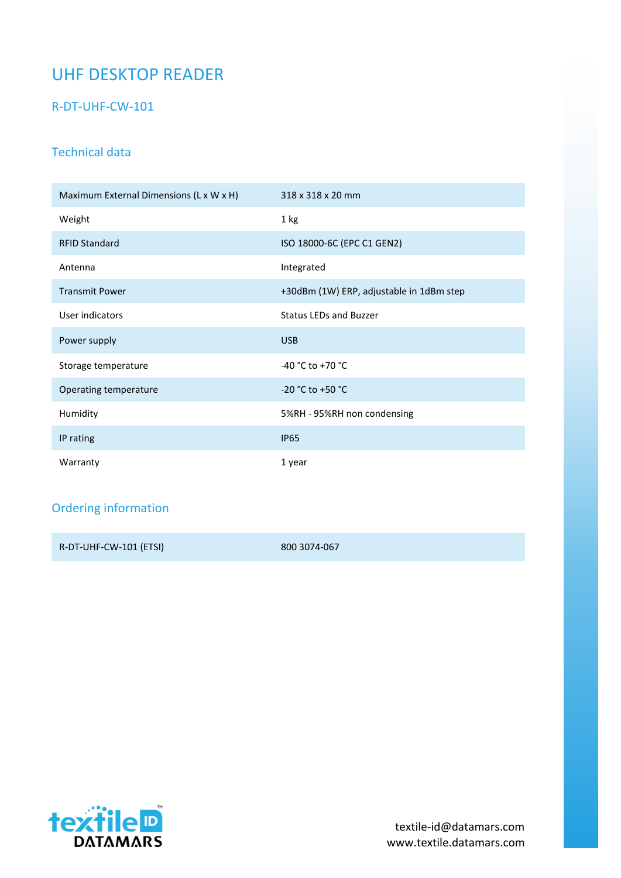# UHF DESKTOP READER

## R-DT-UHF-CW-101

### Technical data

| | |
|---|---|
| Maximum External Dimensions (L x W x H) | 318 x 318 x 20 mm |
| Weight | 1 kg |
| RFID Standard | ISO 18000-6C (EPC C1 GEN2) |
| Antenna | Integrated |
| Transmit Power | +30dBm (1W) ERP, adjustable in 1dBm step |
| User indicators | Status LEDs and Buzzer |
| Power supply | USB |
| Storage temperature | -40 °C to +70 °C |
| Operating temperature | -20 °C to +50 °C |
| Humidity | 5%RH - 95%RH non condensing |
| IP rating | IP65 |
| Warranty | 1 year |

### Ordering information

| | |
|---|---|
| R-DT-UHF-CW-101 (ETSI) | 800 3074-067 |

textile-id@datamars.com
www.textile.datamars.com